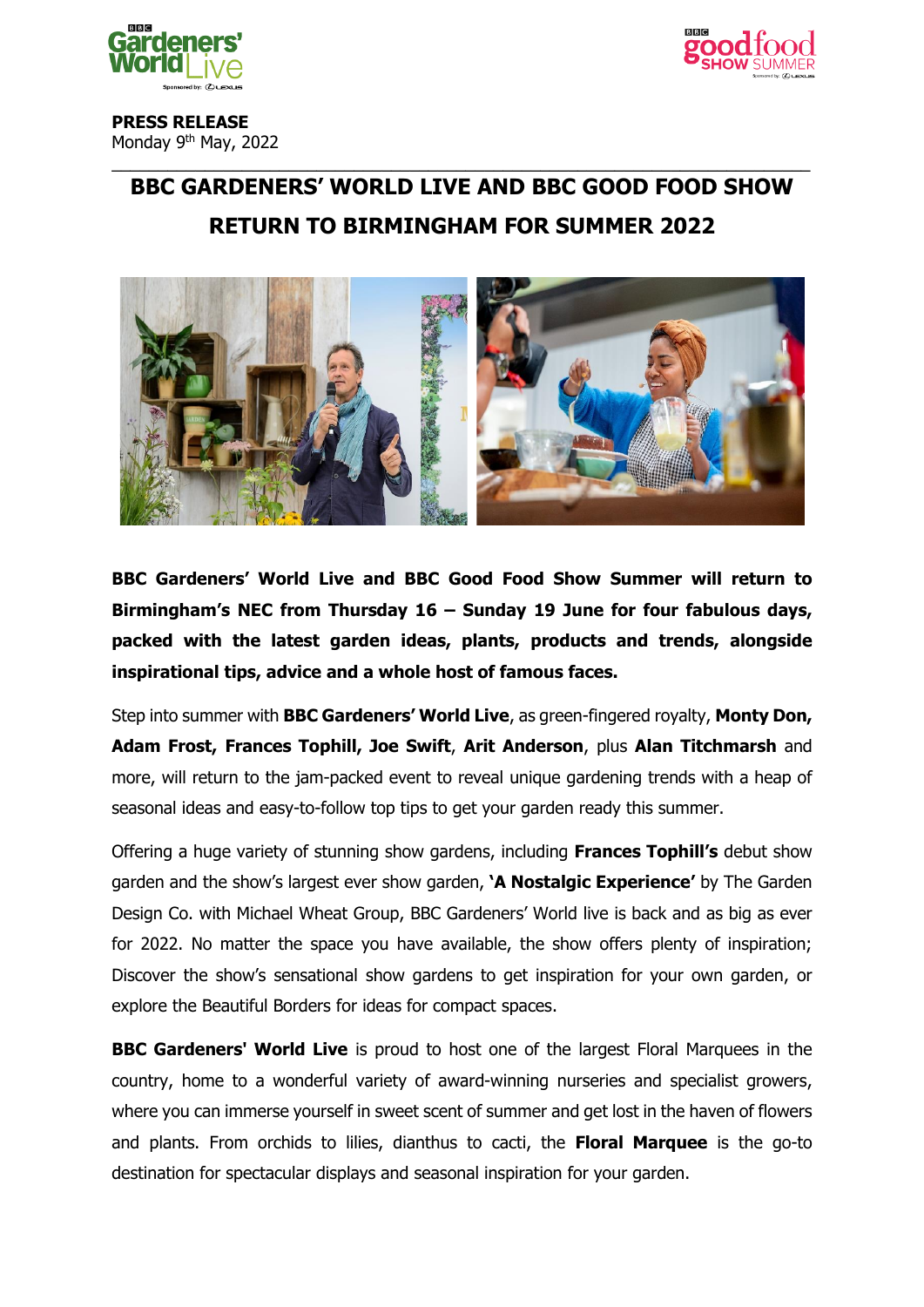**PRESS RELEASE**
Monday 9th May, 2022

# BBC GARDENERS' WORLD LIVE AND BBC GOOD FOOD SHOW RETURN TO BIRMINGHAM FOR SUMMER 2022

**BBC Gardeners' World Live and BBC Good Food Show Summer will return to Birmingham's NEC from Thursday 16 – Sunday 19 June for four fabulous days, packed with the latest garden ideas, plants, products and trends, alongside inspirational tips, advice and a whole host of famous faces.**

Step into summer with **BBC Gardeners' World Live**, as green-fingered royalty, **Monty Don, Adam Frost, Frances Tophill, Joe Swift**, **Arit Anderson**, plus **Alan Titchmarsh** and more, will return to the jam-packed event to reveal unique gardening trends with a heap of seasonal ideas and easy-to-follow top tips to get your garden ready this summer.

Offering a huge variety of stunning show gardens, including **Frances Tophill's** debut show garden and the show's largest ever show garden, **'A Nostalgic Experience'** by The Garden Design Co. with Michael Wheat Group, BBC Gardeners' World live is back and as big as ever for 2022. No matter the space you have available, the show offers plenty of inspiration; Discover the show's sensational show gardens to get inspiration for your own garden, or explore the Beautiful Borders for ideas for compact spaces.

**BBC Gardeners' World Live** is proud to host one of the largest Floral Marquees in the country, home to a wonderful variety of award-winning nurseries and specialist growers, where you can immerse yourself in sweet scent of summer and get lost in the haven of flowers and plants. From orchids to lilies, dianthus to cacti, the **Floral Marquee** is the go-to destination for spectacular displays and seasonal inspiration for your garden.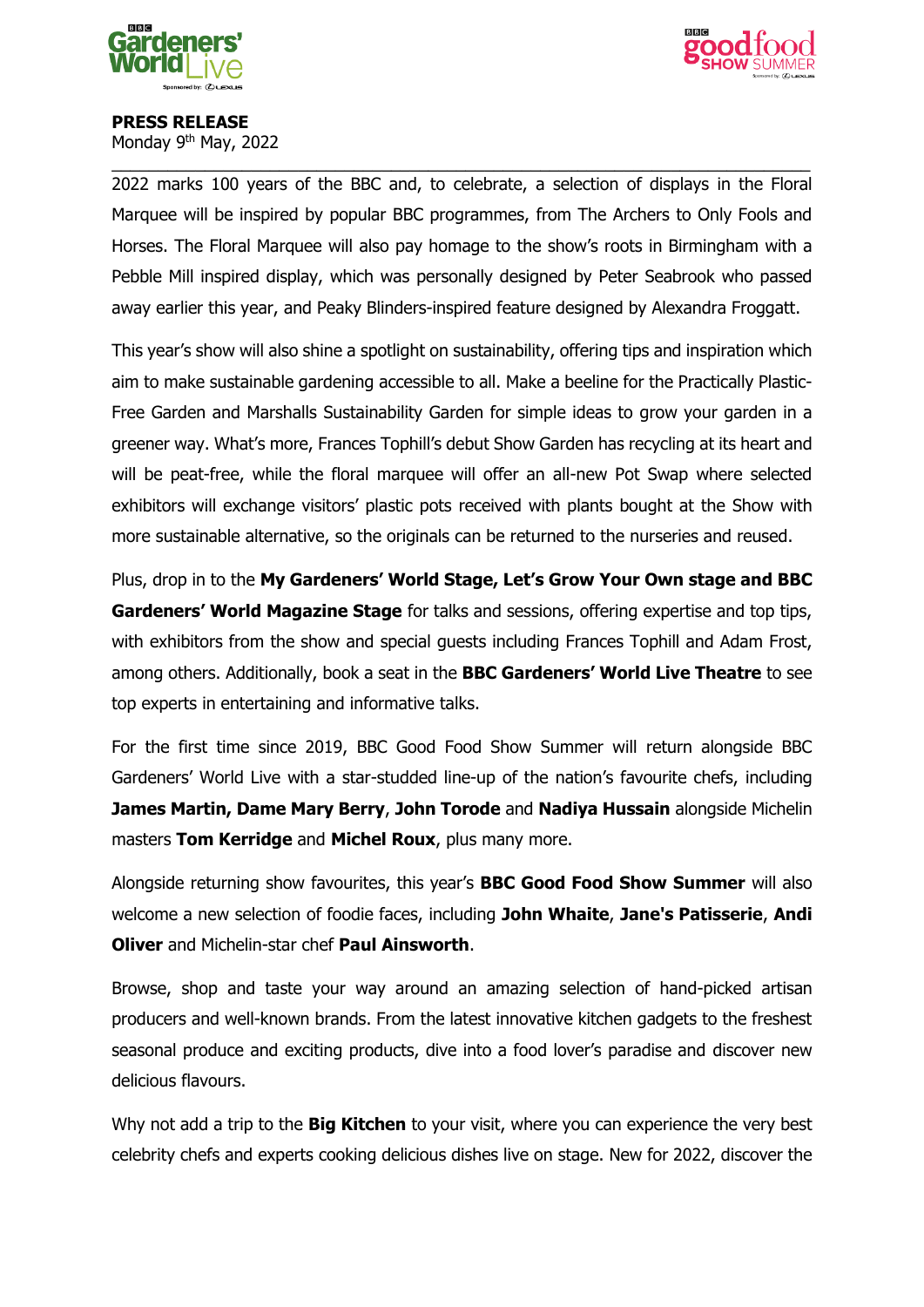**PRESS RELEASE**
Monday 9th May, 2022

2022 marks 100 years of the BBC and, to celebrate, a selection of displays in the Floral Marquee will be inspired by popular BBC programmes, from The Archers to Only Fools and Horses. The Floral Marquee will also pay homage to the show's roots in Birmingham with a Pebble Mill inspired display, which was personally designed by Peter Seabrook who passed away earlier this year, and Peaky Blinders-inspired feature designed by Alexandra Froggatt.

This year's show will also shine a spotlight on sustainability, offering tips and inspiration which aim to make sustainable gardening accessible to all. Make a beeline for the Practically Plastic-Free Garden and Marshalls Sustainability Garden for simple ideas to grow your garden in a greener way. What's more, Frances Tophill's debut Show Garden has recycling at its heart and will be peat-free, while the floral marquee will offer an all-new Pot Swap where selected exhibitors will exchange visitors' plastic pots received with plants bought at the Show with more sustainable alternative, so the originals can be returned to the nurseries and reused.

Plus, drop in to the **My Gardeners' World Stage, Let's Grow Your Own stage and BBC Gardeners' World Magazine Stage** for talks and sessions, offering expertise and top tips, with exhibitors from the show and special guests including Frances Tophill and Adam Frost, among others. Additionally, book a seat in the **BBC Gardeners' World Live Theatre** to see top experts in entertaining and informative talks.

For the first time since 2019, BBC Good Food Show Summer will return alongside BBC Gardeners' World Live with a star-studded line-up of the nation's favourite chefs, including **James Martin, Dame Mary Berry**, **John Torode** and **Nadiya Hussain** alongside Michelin masters **Tom Kerridge** and **Michel Roux**, plus many more.

Alongside returning show favourites, this year's **BBC Good Food Show Summer** will also welcome a new selection of foodie faces, including **John Whaite**, **Jane's Patisserie**, **Andi Oliver** and Michelin-star chef **Paul Ainsworth**.

Browse, shop and taste your way around an amazing selection of hand-picked artisan producers and well-known brands. From the latest innovative kitchen gadgets to the freshest seasonal produce and exciting products, dive into a food lover's paradise and discover new delicious flavours.

Why not add a trip to the **Big Kitchen** to your visit, where you can experience the very best celebrity chefs and experts cooking delicious dishes live on stage. New for 2022, discover the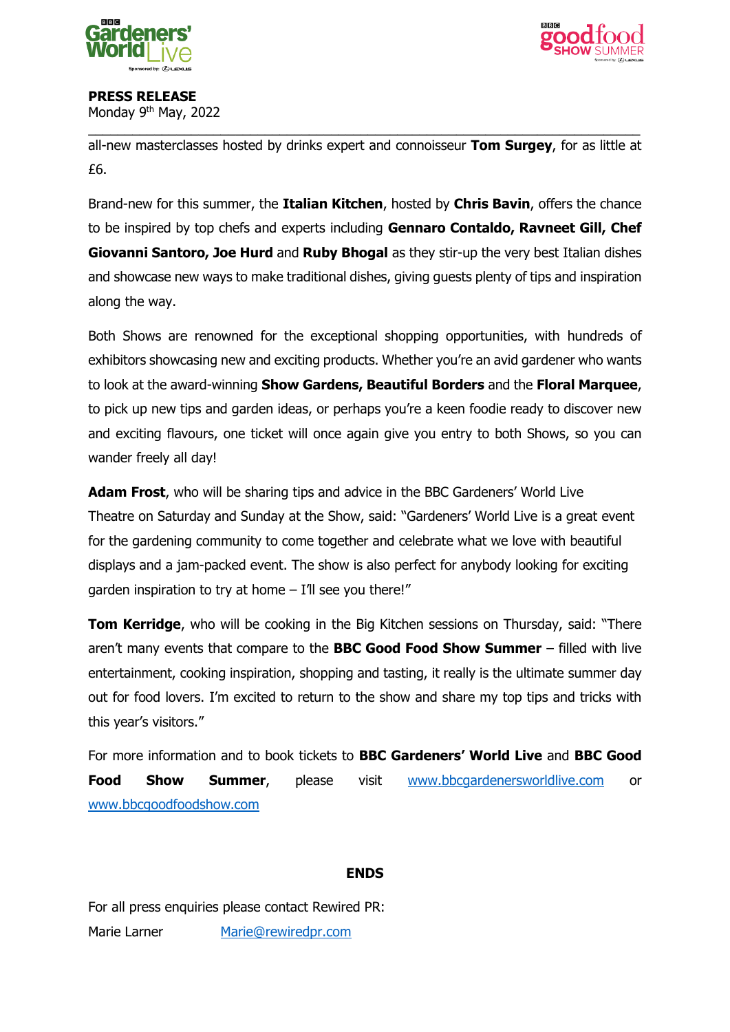all-new masterclasses hosted by drinks expert and connoisseur **Tom Surgey**, for as little at £6.

Brand-new for this summer, the **Italian Kitchen**, hosted by **Chris Bavin**, offers the chance to be inspired by top chefs and experts including **Gennaro Contaldo, Ravneet Gill, Chef Giovanni Santoro, Joe Hurd** and **Ruby Bhogal** as they stir-up the very best Italian dishes and showcase new ways to make traditional dishes, giving guests plenty of tips and inspiration along the way.

Both Shows are renowned for the exceptional shopping opportunities, with hundreds of exhibitors showcasing new and exciting products. Whether you're an avid gardener who wants to look at the award-winning **Show Gardens, Beautiful Borders** and the **Floral Marquee**, to pick up new tips and garden ideas, or perhaps you're a keen foodie ready to discover new and exciting flavours, one ticket will once again give you entry to both Shows, so you can wander freely all day!

**Adam Frost**, who will be sharing tips and advice in the BBC Gardeners' World Live Theatre on Saturday and Sunday at the Show, said: "Gardeners' World Live is a great event for the gardening community to come together and celebrate what we love with beautiful displays and a jam-packed event. The show is also perfect for anybody looking for exciting garden inspiration to try at home – I'll see you there!"

**Tom Kerridge**, who will be cooking in the Big Kitchen sessions on Thursday, said: "There aren't many events that compare to the **BBC Good Food Show Summer** – filled with live entertainment, cooking inspiration, shopping and tasting, it really is the ultimate summer day out for food lovers. I'm excited to return to the show and share my top tips and tricks with this year's visitors."

For more information and to book tickets to **BBC Gardeners' World Live** and **BBC Good Food Show Summer**, please visit www.bbcgardenersworldlive.com or www.bbcgoodfoodshow.com

**ENDS**

For all press enquiries please contact Rewired PR:

Marie Larner Marie@rewiredpr.com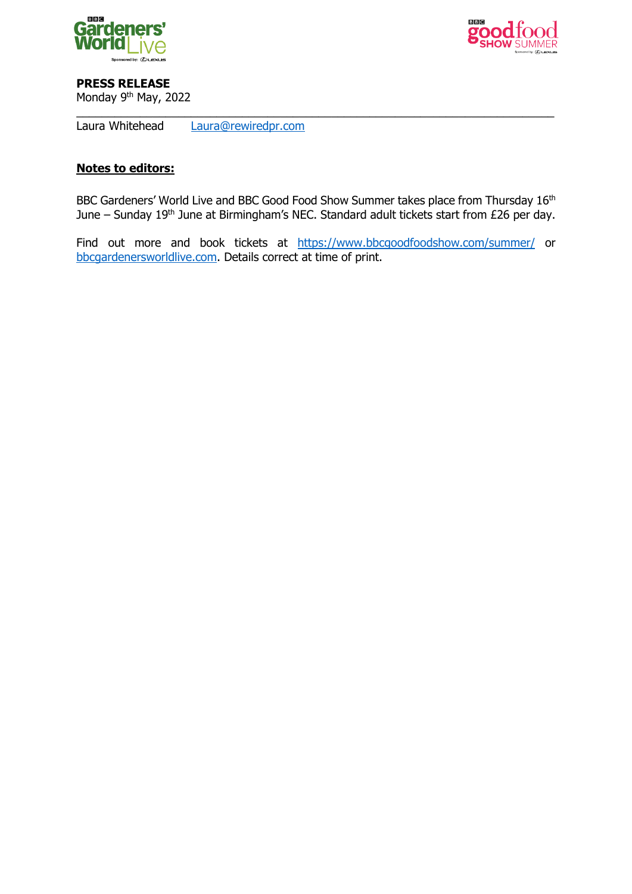**PRESS RELEASE**
Monday 9th May, 2022

---

Laura Whitehead    Laura@rewiredpr.com

**Notes to editors:**

BBC Gardeners' World Live and BBC Good Food Show Summer takes place from Thursday 16th June – Sunday 19th June at Birmingham's NEC. Standard adult tickets start from £26 per day.

Find out more and book tickets at https://www.bbcgoodfoodshow.com/summer/ or bbcgardenersworldlive.com. Details correct at time of print.